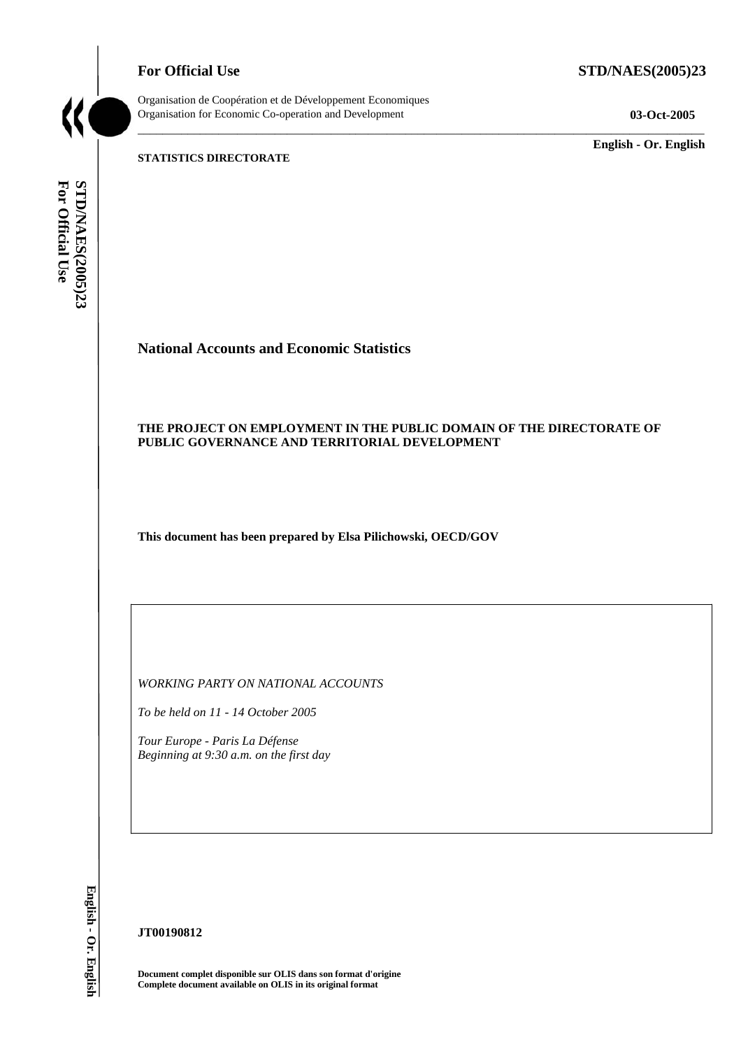**For Official Use** **STD/NAES(2005)23**

Organisation de Coopération et de Développement Economiques
Organisation for Economic Co-operation and Development **03-Oct-2005**

**English - Or. English**

**STATISTICS DIRECTORATE**

# National Accounts and Economic Statistics

## THE PROJECT ON EMPLOYMENT IN THE PUBLIC DOMAIN OF THE DIRECTORATE OF PUBLIC GOVERNANCE AND TERRITORIAL DEVELOPMENT

**This document has been prepared by Elsa Pilichowski, OECD/GOV**

*WORKING PARTY ON NATIONAL ACCOUNTS*

*To be held on 11 - 14 October 2005*

*Tour Europe - Paris La Défense*
*Beginning at 9:30 a.m. on the first day*

**JT00190812**

**Document complet disponible sur OLIS dans son format d'origine**
**Complete document available on OLIS in its original format**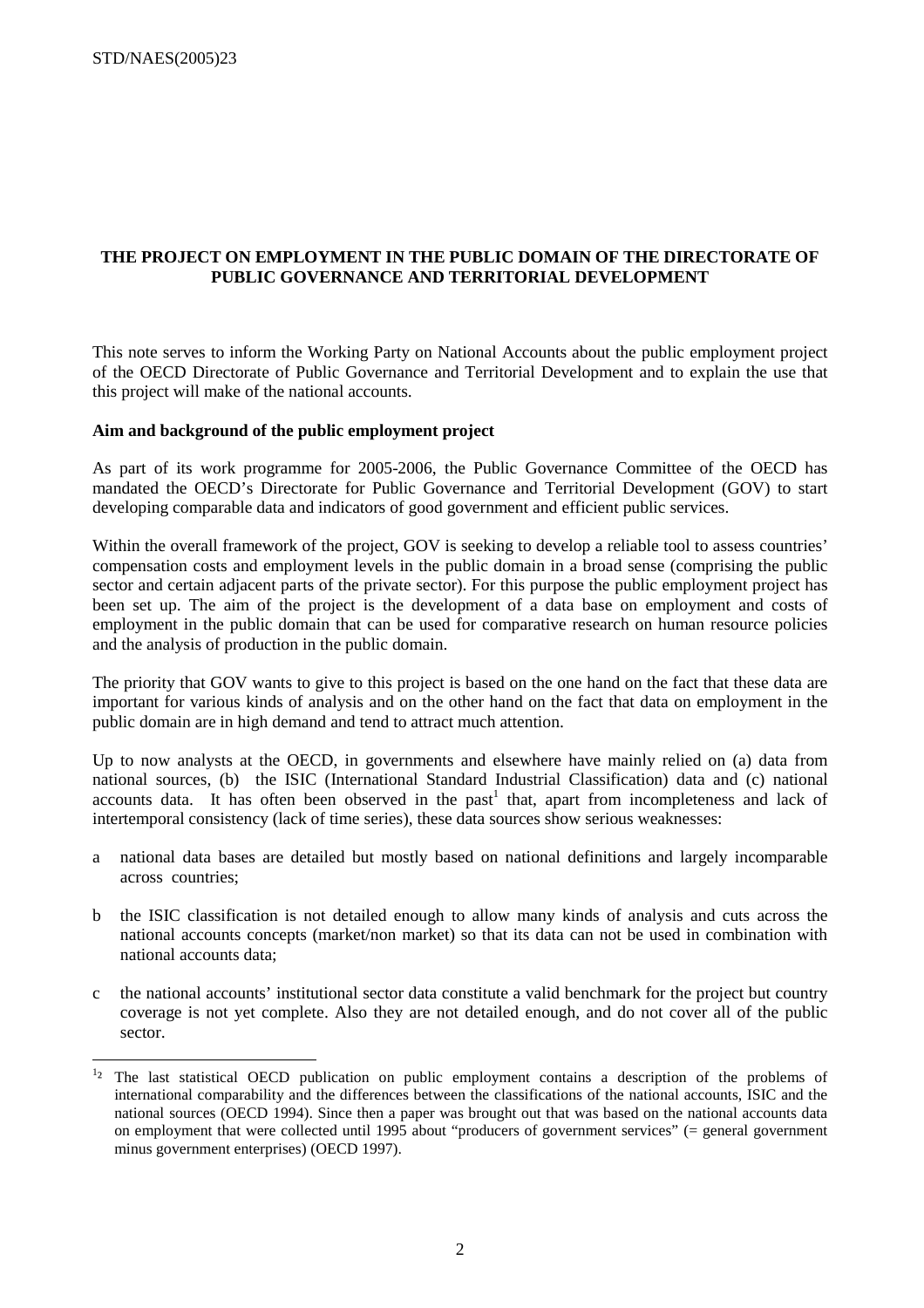**THE PROJECT ON EMPLOYMENT IN THE PUBLIC DOMAIN OF THE DIRECTORATE OF PUBLIC GOVERNANCE AND TERRITORIAL DEVELOPMENT**

This note serves to inform the Working Party on National Accounts about the public employment project of the OECD Directorate of Public Governance and Territorial Development and to explain the use that this project will make of the national accounts.

**Aim and background of the public employment project**

As part of its work programme for 2005-2006, the Public Governance Committee of the OECD has mandated the OECD's Directorate for Public Governance and Territorial Development (GOV) to start developing comparable data and indicators of good government and efficient public services.

Within the overall framework of the project, GOV is seeking to develop a reliable tool to assess countries' compensation costs and employment levels in the public domain in a broad sense (comprising the public sector and certain adjacent parts of the private sector). For this purpose the public employment project has been set up. The aim of the project is the development of a data base on employment and costs of employment in the public domain that can be used for comparative research on human resource policies and the analysis of production in the public domain.

The priority that GOV wants to give to this project is based on the one hand on the fact that these data are important for various kinds of analysis and on the other hand on the fact that data on employment in the public domain are in high demand and tend to attract much attention.

Up to now analysts at the OECD, in governments and elsewhere have mainly relied on (a) data from national sources, (b) the ISIC (International Standard Industrial Classification) data and (c) national accounts data. It has often been observed in the past[1] that, apart from incompleteness and lack of intertemporal consistency (lack of time series), these data sources show serious weaknesses:

a national data bases are detailed but mostly based on national definitions and largely incomparable across countries;

b the ISIC classification is not detailed enough to allow many kinds of analysis and cuts across the national accounts concepts (market/non market) so that its data can not be used in combination with national accounts data;

c the national accounts' institutional sector data constitute a valid benchmark for the project but country coverage is not yet complete. Also they are not detailed enough, and do not cover all of the public sector.

---

[1][2] The last statistical OECD publication on public employment contains a description of the problems of international comparability and the differences between the classifications of the national accounts, ISIC and the national sources (OECD 1994). Since then a paper was brought out that was based on the national accounts data on employment that were collected until 1995 about "producers of government services" (= general government minus government enterprises) (OECD 1997).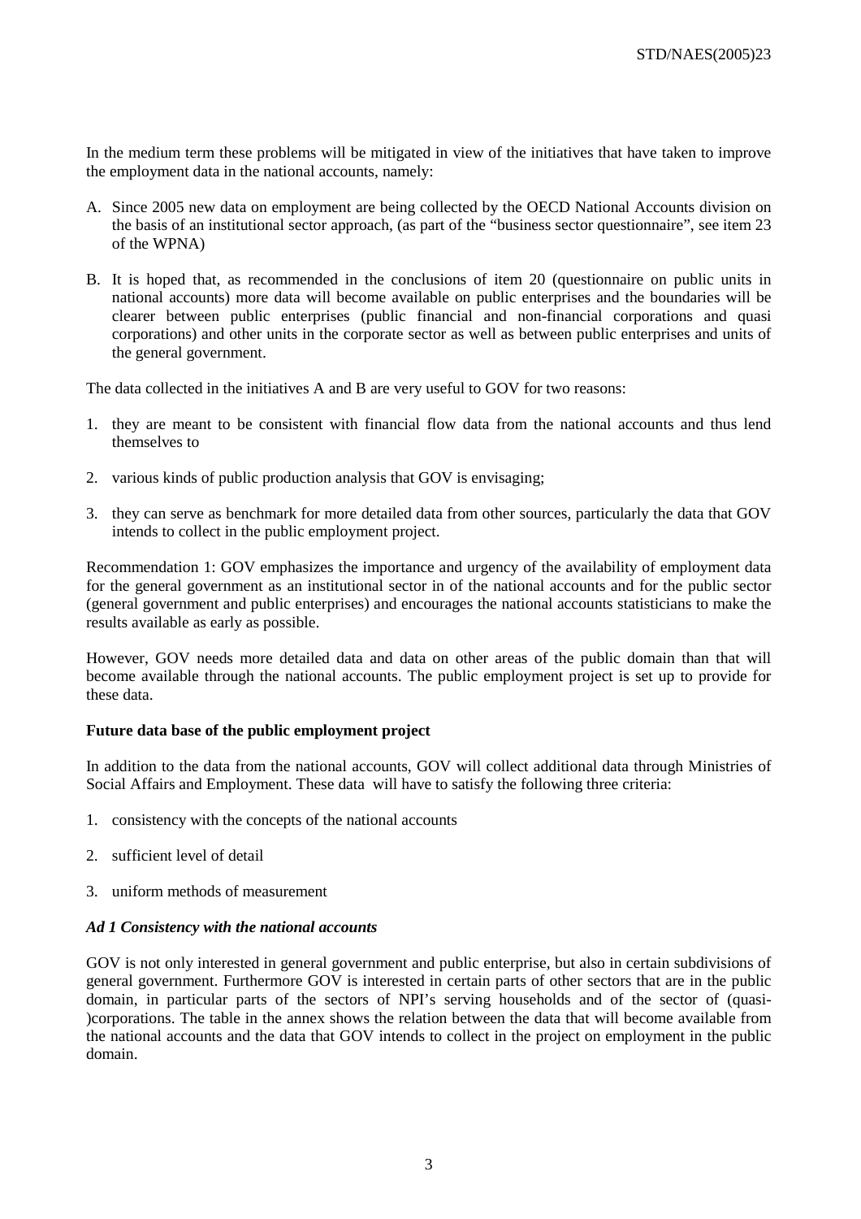In the medium term these problems will be mitigated in view of the initiatives that have taken to improve the employment data in the national accounts, namely:

A. Since 2005 new data on employment are being collected by the OECD National Accounts division on the basis of an institutional sector approach, (as part of the "business sector questionnaire", see item 23 of the WPNA)

B. It is hoped that, as recommended in the conclusions of item 20 (questionnaire on public units in national accounts) more data will become available on public enterprises and the boundaries will be clearer between public enterprises (public financial and non-financial corporations and quasi corporations) and other units in the corporate sector as well as between public enterprises and units of the general government.

The data collected in the initiatives A and B are very useful to GOV for two reasons:

1. they are meant to be consistent with financial flow data from the national accounts and thus lend themselves to
2. various kinds of public production analysis that GOV is envisaging;
3. they can serve as benchmark for more detailed data from other sources, particularly the data that GOV intends to collect in the public employment project.

Recommendation 1: GOV emphasizes the importance and urgency of the availability of employment data for the general government as an institutional sector in of the national accounts and for the public sector (general government and public enterprises) and encourages the national accounts statisticians to make the results available as early as possible.

However, GOV needs more detailed data and data on other areas of the public domain than that will become available through the national accounts. The public employment project is set up to provide for these data.

**Future data base of the public employment project**

In addition to the data from the national accounts, GOV will collect additional data through Ministries of Social Affairs and Employment. These data will have to satisfy the following three criteria:

1. consistency with the concepts of the national accounts
2. sufficient level of detail
3. uniform methods of measurement

***Ad 1 Consistency with the national accounts***

GOV is not only interested in general government and public enterprise, but also in certain subdivisions of general government. Furthermore GOV is interested in certain parts of other sectors that are in the public domain, in particular parts of the sectors of NPI's serving households and of the sector of (quasi-)corporations. The table in the annex shows the relation between the data that will become available from the national accounts and the data that GOV intends to collect in the project on employment in the public domain.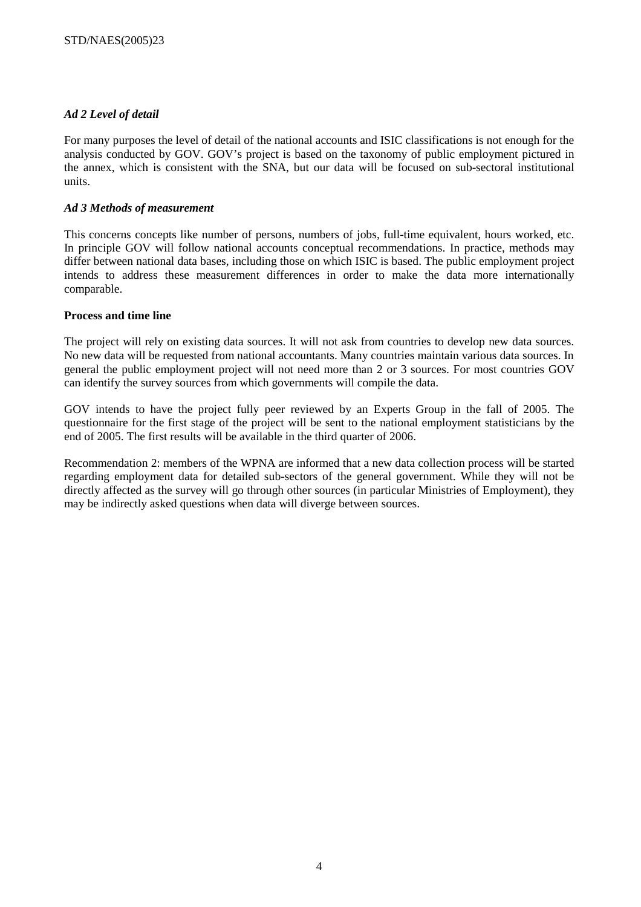### *Ad 2 Level of detail*

For many purposes the level of detail of the national accounts and ISIC classifications is not enough for the analysis conducted by GOV. GOV's project is based on the taxonomy of public employment pictured in the annex, which is consistent with the SNA, but our data will be focused on sub-sectoral institutional units.

### *Ad 3 Methods of measurement*

This concerns concepts like number of persons, numbers of jobs, full-time equivalent, hours worked, etc. In principle GOV will follow national accounts conceptual recommendations. In practice, methods may differ between national data bases, including those on which ISIC is based. The public employment project intends to address these measurement differences in order to make the data more internationally comparable.

### **Process and time line**

The project will rely on existing data sources. It will not ask from countries to develop new data sources. No new data will be requested from national accountants. Many countries maintain various data sources. In general the public employment project will not need more than 2 or 3 sources. For most countries GOV can identify the survey sources from which governments will compile the data.

GOV intends to have the project fully peer reviewed by an Experts Group in the fall of 2005. The questionnaire for the first stage of the project will be sent to the national employment statisticians by the end of 2005. The first results will be available in the third quarter of 2006.

Recommendation 2: members of the WPNA are informed that a new data collection process will be started regarding employment data for detailed sub-sectors of the general government. While they will not be directly affected as the survey will go through other sources (in particular Ministries of Employment), they may be indirectly asked questions when data will diverge between sources.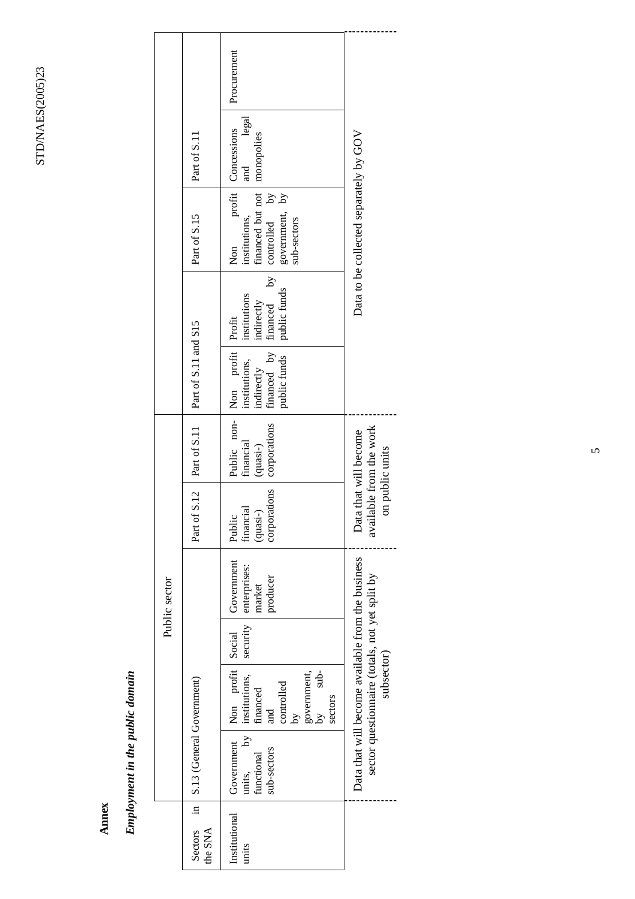**Annex**

***Employment in the public domain***

| | Public sector | | | | | | | | | | |
|---|---|---|---|---|---|---|---|---|---|---|---|
| Sectors in the SNA | S.13 (General Government) | | | | Part of S.12 | Part of S.11 | Part of S.11 and S15 | | Part of S.15 | Part of S.11 | |
| Institutional units | Government units, by functional sub-sectors | Non profit institutions, financed and controlled by government, by sub-sectors | Social security | Government enterprises: market producer | Public financial (quasi-) corporations | Public non-financial (quasi-) corporations | Non profit institutions, indirectly financed by public funds | Profit institutions indirectly financed by public funds | Non profit institutions, financed but not controlled by government, by sub-sectors | Concessions and legal monopolies | Procurement |
| | Data that will become available from the business sector questionnaire (totals, not yet split by subsector) | | | | Data that will become available from the work on public units | | Data to be collected separately by GOV | | | | |